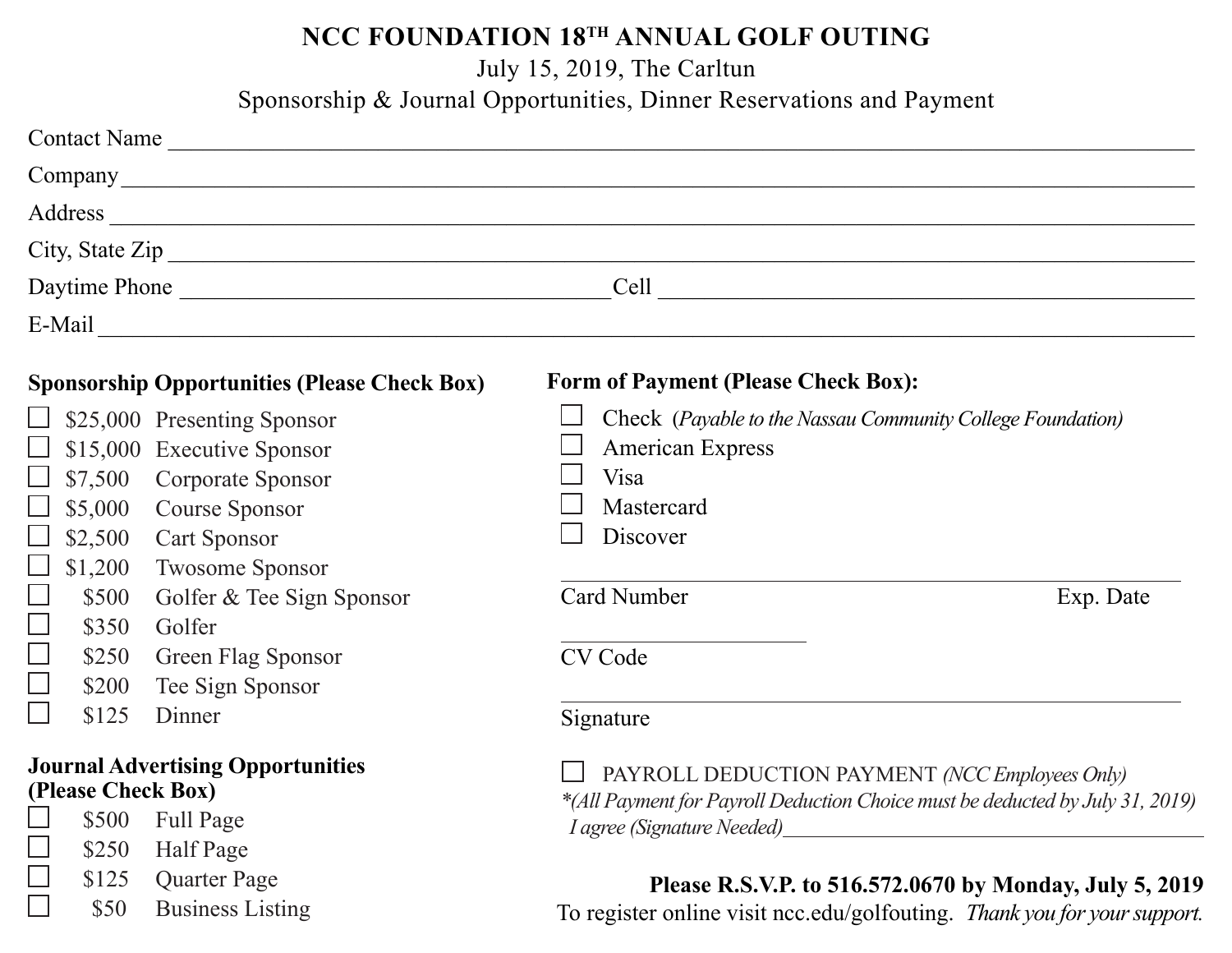# NCC FOUNDATION 18TH ANNUAL GOLF OUTING

July 15, 2019, The Carltun

Sponsorship & Journal Opportunities, Dinner Reservations and Payment

Contact Name ________________________________________________

Company ________________________________________________

Address ________________________________________________

City, State Zip ________________________________________________

Daytime Phone ______________________ Cell ______________________

E-Mail ________________________________________________

**Sponsorship Opportunities (Please Check Box)**

- ☐ $25,000 Presenting Sponsor
- ☐ $15,000 Executive Sponsor
- ☐ $7,500 Corporate Sponsor
- ☐ $5,000 Course Sponsor
- ☐ $2,500 Cart Sponsor
- ☐ $1,200 Twosome Sponsor
- ☐ $500 Golfer & Tee Sign Sponsor
- ☐ $350 Golfer
- ☐ $250 Green Flag Sponsor
- ☐ $200 Tee Sign Sponsor
- ☐ $125 Dinner

**Journal Advertising Opportunities (Please Check Box)**

- ☐ $500 Full Page
- ☐ $250 Half Page
- ☐ $125 Quarter Page
- ☐ $50 Business Listing

**Form of Payment (Please Check Box):**

- ☐ Check (*Payable to the Nassau Community College Foundation)*
- ☐ American Express
- ☐ Visa
- ☐ Mastercard
- ☐ Discover

________________________________________________

Card Number Exp. Date

______________________

CV Code

________________________________________________

Signature

☐ PAYROLL DEDUCTION PAYMENT *(NCC Employees Only)*

*\*(All Payment for Payroll Deduction Choice must be deducted by July 31, 2019)*

*I agree (Signature Needed)*______________________________

**Please R.S.V.P. to 516.572.0670 by Monday, July 5, 2019**

To register online visit ncc.edu/golfouting. *Thank you for your support.*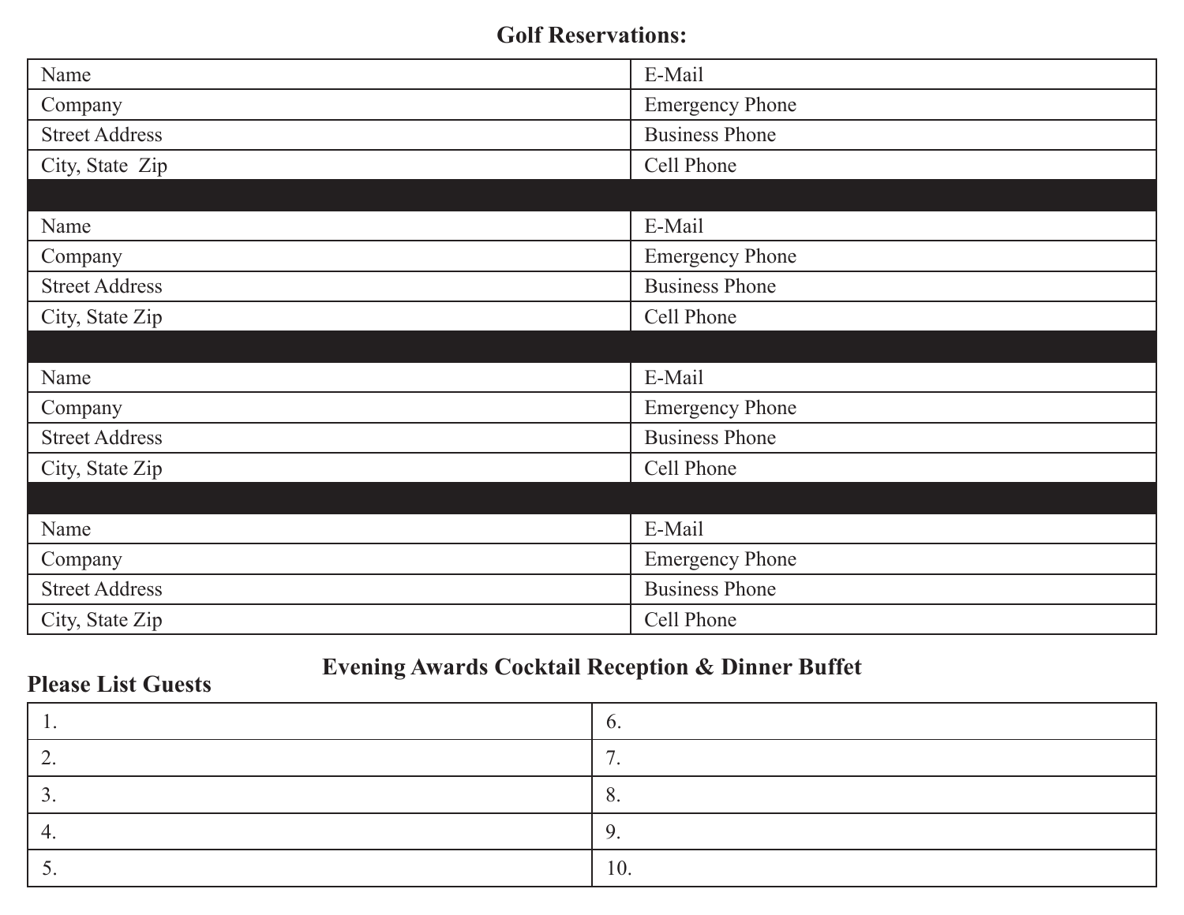## Golf Reservations:

| | |
|---|---|
| Name | E-Mail |
| Company | Emergency Phone |
| Street Address | Business Phone |
| City, State Zip | Cell Phone |

| | |
|---|---|
| Name | E-Mail |
| Company | Emergency Phone |
| Street Address | Business Phone |
| City, State Zip | Cell Phone |

| | |
|---|---|
| Name | E-Mail |
| Company | Emergency Phone |
| Street Address | Business Phone |
| City, State Zip | Cell Phone |

| | |
|---|---|
| Name | E-Mail |
| Company | Emergency Phone |
| Street Address | Business Phone |
| City, State Zip | Cell Phone |

## Evening Awards Cocktail Reception & Dinner Buffet

**Please List Guests**

| | |
|---|---|
| 1. | 6. |
| 2. | 7. |
| 3. | 8. |
| 4. | 9. |
| 5. | 10. |